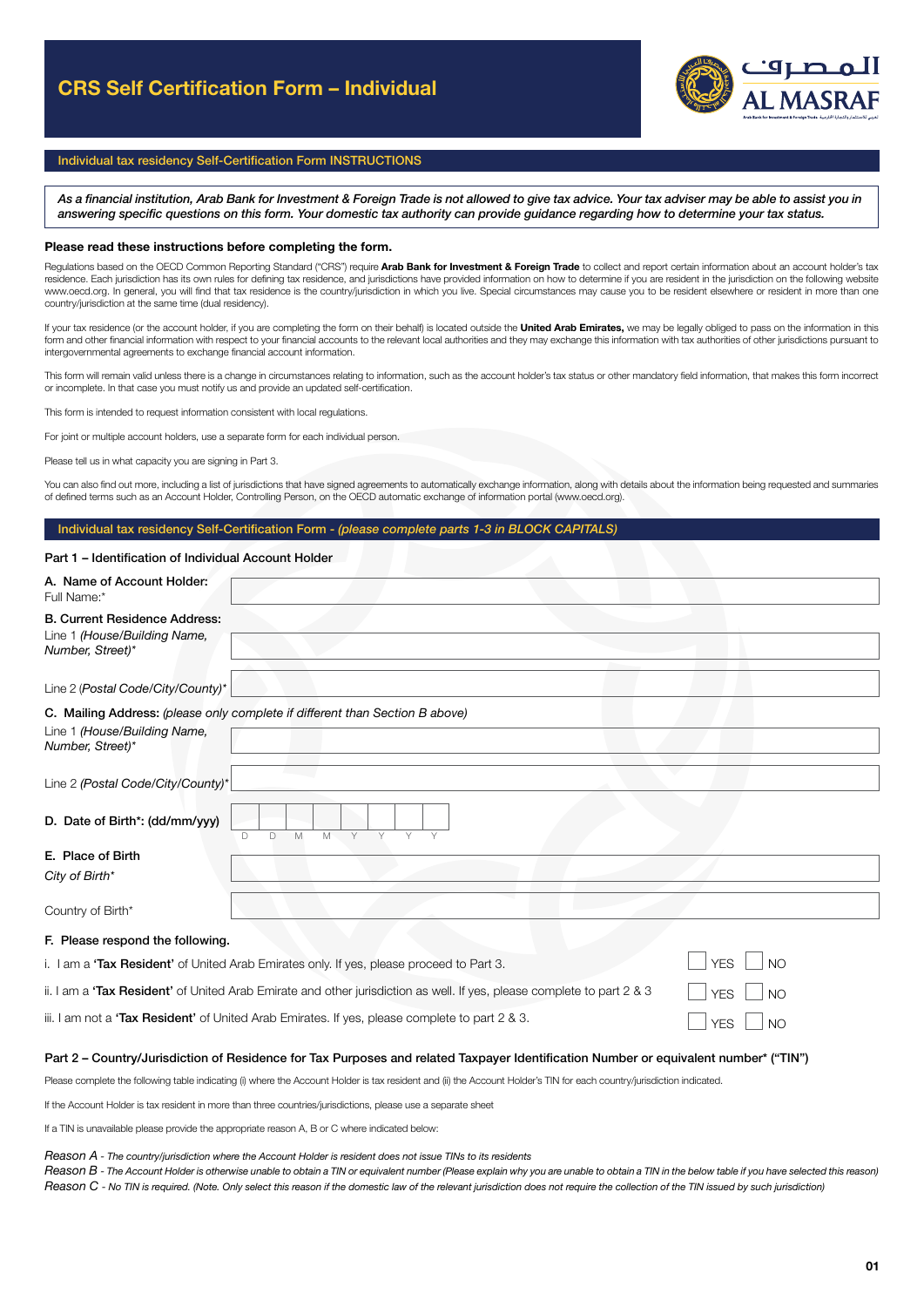# CRS Self Certification Form – Individual

## Individual tax residency Self-Certification Form INSTRUCTIONS

*As a financial institution, Arab Bank for Investment & Foreign Trade is not allowed to give tax advice. Your tax adviser may be able to assist you in answering specific questions on this form. Your domestic tax authority can provide guidance regarding how to determine your tax status.*

**Please read these instructions before completing the form.**

Regulations based on the OECD Common Reporting Standard ("CRS") require **Arab Bank for Investment & Foreign Trade** to collect and report certain information about an account holder's tax residence. Each jurisdiction has its own rules for defining tax residence, and jurisdictions have provided information on how to determine if you are resident in the jurisdiction on the following website www.oecd.org. In general, you will find that tax residence is the country/jurisdiction in which you live. Special circumstances may cause you to be resident elsewhere or resident in more than one country/jurisdiction at the same time (dual residency).

If your tax residence (or the account holder, if you are completing the form on their behalf) is located outside the **United Arab Emirates,** we may be legally obliged to pass on the information in this form and other financial information with respect to your financial accounts to the relevant local authorities and they may exchange this information with tax authorities of other jurisdictions pursuant to intergovernmental agreements to exchange financial account information.

This form will remain valid unless there is a change in circumstances relating to information, such as the account holder's tax status or other mandatory field information, that makes this form incorrect or incomplete. In that case you must notify us and provide an updated self-certification.

This form is intended to request information consistent with local regulations.

For joint or multiple account holders, use a separate form for each individual person.

Please tell us in what capacity you are signing in Part 3.

You can also find out more, including a list of jurisdictions that have signed agreements to automatically exchange information, along with details about the information being requested and summaries of defined terms such as an Account Holder, Controlling Person, on the OECD automatic exchange of information portal (www.oecd.org).

## Individual tax residency Self-Certification Form - *(please complete parts 1-3 in BLOCK CAPITALS)*

### Part 1 – Identification of Individual Account Holder

**A. Name of Account Holder:**
Full Name:* ____________________

**B. Current Residence Address:**
Line 1 *(House/Building Name, Number, Street)** ____________________

Line 2 (*Postal Code/City/County)** ____________________

**C. Mailing Address:** *(please only complete if different than Section B above)*
Line 1 *(House/Building Name, Number, Street)** ____________________

Line 2 *(Postal Code/City/County)** ____________________

**D. Date of Birth*: (dd/mm/yyy)** D D M M Y Y Y Y

**E. Place of Birth**
*City of Birth** ____________________

Country of Birth* ____________________

**F. Please respond the following.**

| | | |
|---|---|---|
| i. I am a **'Tax Resident'** of United Arab Emirates only. If yes, please proceed to Part 3. | ☐ YES | ☐ NO |
| ii. I am a **'Tax Resident'** of United Arab Emirate and other jurisdiction as well. If yes, please complete to part 2 & 3 | ☐ YES | ☐ NO |
| iii. I am not a **'Tax Resident'** of United Arab Emirates. If yes, please complete to part 2 & 3. | ☐ YES | ☐ NO |

### Part 2 – Country/Jurisdiction of Residence for Tax Purposes and related Taxpayer Identification Number or equivalent number* ("TIN")

Please complete the following table indicating (i) where the Account Holder is tax resident and (ii) the Account Holder's TIN for each country/jurisdiction indicated.

If the Account Holder is tax resident in more than three countries/jurisdictions, please use a separate sheet

If a TIN is unavailable please provide the appropriate reason A, B or C where indicated below:

*Reason A - The country/jurisdiction where the Account Holder is resident does not issue TINs to its residents*
*Reason B - The Account Holder is otherwise unable to obtain a TIN or equivalent number (Please explain why you are unable to obtain a TIN in the below table if you have selected this reason)*
*Reason C - No TIN is required. (Note. Only select this reason if the domestic law of the relevant jurisdiction does not require the collection of the TIN issued by such jurisdiction)*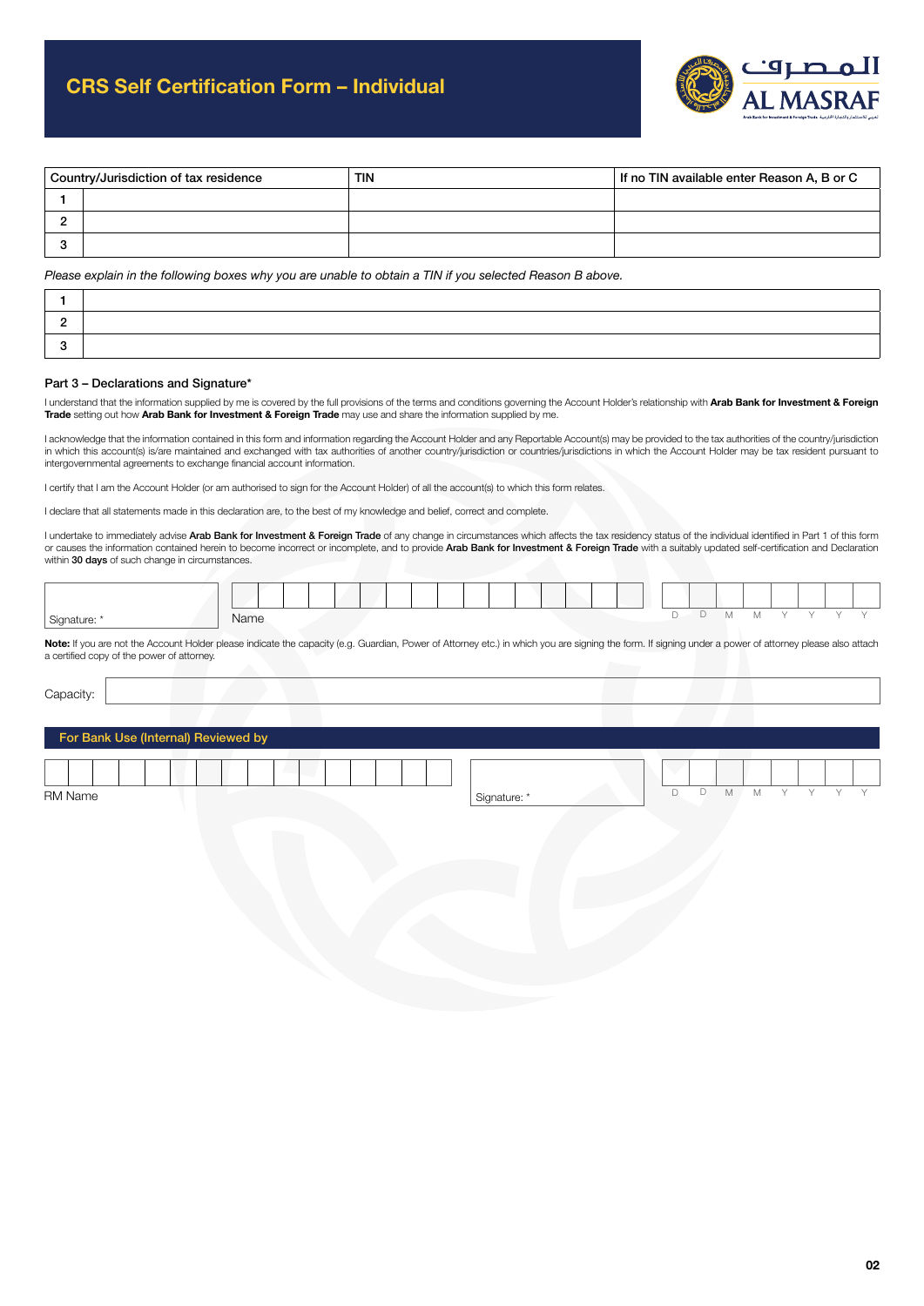# CRS Self Certification Form – Individual

الـمـصـرف
AL MASRAF

| | Country/Jurisdiction of tax residence | TIN | If no TIN available enter Reason A, B or C |
|---|---|---|---|
| 1 | | | |
| 2 | | | |
| 3 | | | |

*Please explain in the following boxes why you are unable to obtain a TIN if you selected Reason B above.*

| | |
|---|---|
| 1 | |
| 2 | |
| 3 | |

## Part 3 – Declarations and Signature*

I understand that the information supplied by me is covered by the full provisions of the terms and conditions governing the Account Holder's relationship with **Arab Bank for Investment & Foreign Trade** setting out how **Arab Bank for Investment & Foreign Trade** may use and share the information supplied by me.

I acknowledge that the information contained in this form and information regarding the Account Holder and any Reportable Account(s) may be provided to the tax authorities of the country/jurisdiction in which this account(s) is/are maintained and exchanged with tax authorities of another country/jurisdiction or countries/jurisdictions in which the Account Holder may be tax resident pursuant to intergovernmental agreements to exchange financial account information.

I certify that I am the Account Holder (or am authorised to sign for the Account Holder) of all the account(s) to which this form relates.

I declare that all statements made in this declaration are, to the best of my knowledge and belief, correct and complete.

I undertake to immediately advise **Arab Bank for Investment & Foreign Trade** of any change in circumstances which affects the tax residency status of the individual identified in Part 1 of this form or causes the information contained herein to become incorrect or incomplete, and to provide **Arab Bank for Investment & Foreign Trade** with a suitably updated self-certification and Declaration within **30 days** of such change in circumstances.

Signature: *

Name

D D M M Y Y Y Y

**Note:** If you are not the Account Holder please indicate the capacity (e.g. Guardian, Power of Attorney etc.) in which you are signing the form. If signing under a power of attorney please also attach a certified copy of the power of attorney.

Capacity:

## For Bank Use (Internal) Reviewed by

RM Name

Signature: *

D D M M Y Y Y Y